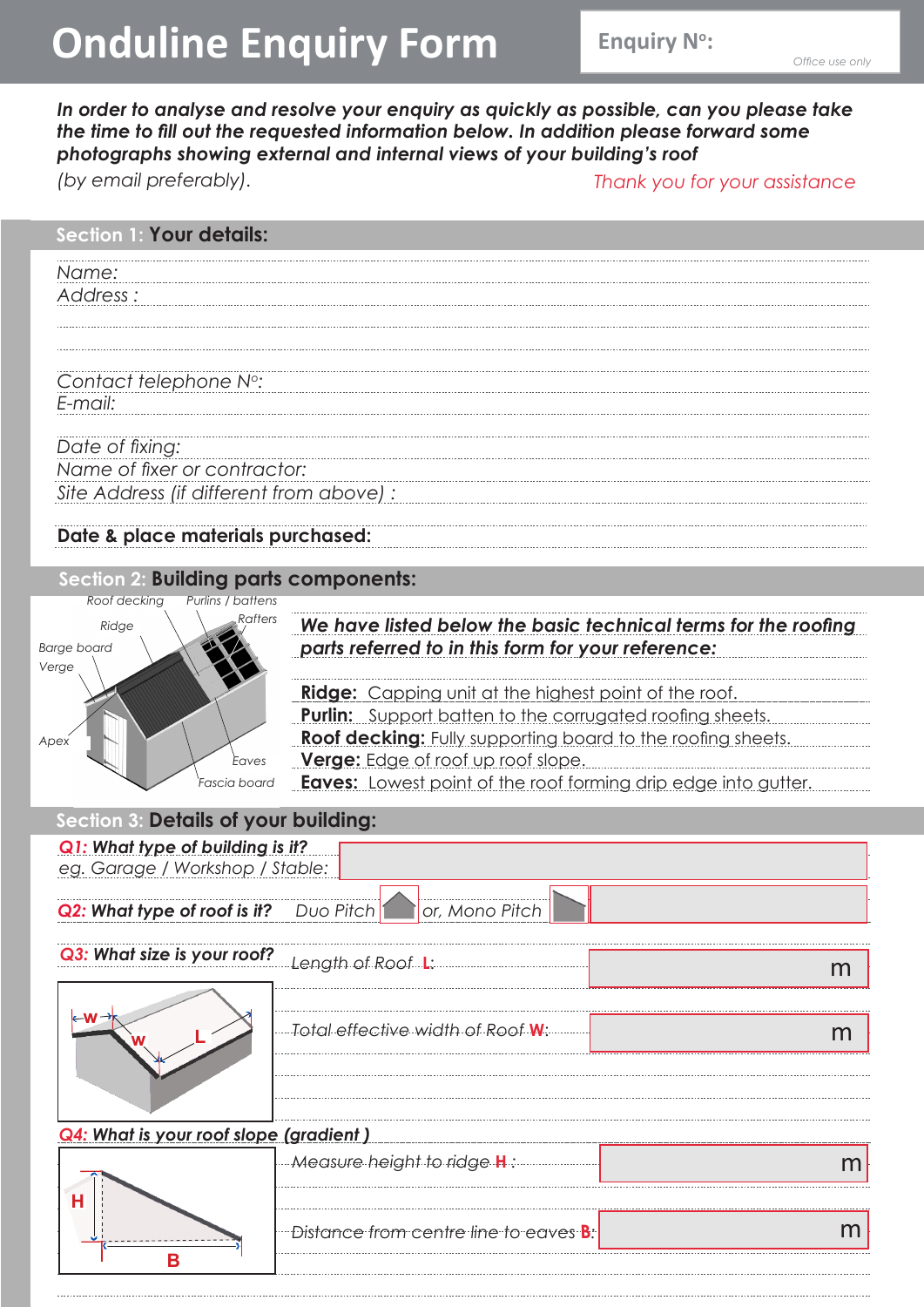# Onduline Enquiry Form

**Enquiry Nº:**

*Office use only*

***In order to analyse and resolve your enquiry as quickly as possible, can you please take the time to fill out the requested information below. In addition please forward some photographs showing external and internal views of your building's roof***

*(by email preferably).*

*Thank you for your assistance*

## Section 1: Your details:

*Name:*

*Address :*

*Contact telephone Nº:*

*E-mail:*

*Date of fixing:*

*Name of fixer or contractor:*

*Site Address (if different from above) :*

**Date & place materials purchased:**

## Section 2: Building parts components:

Roof decking, Purlins / battens, Ridge, Rafters, Barge board, Verge, Apex, Eaves, Fascia board

***We have listed below the basic technical terms for the roofing parts referred to in this form for your reference:***

**Ridge:** Capping unit at the highest point of the roof.

**Purlin:** Support batten to the corrugated roofing sheets.

**Roof decking:** Fully supporting board to the roofing sheets.

**Verge:** Edge of roof up roof slope.

**Eaves:** Lowest point of the roof forming drip edge into gutter.

## Section 3: Details of your building:

***Q1: What type of building is it?***

*eg. Garage / Workshop / Stable:*

***Q2: What type of roof is it?*** *Duo Pitch* *or, Mono Pitch*

***Q3: What size is your roof?***

*Length of Roof* **L**: m

*Total effective width of Roof* **W**: m

***Q4: What is your roof slope (gradient )***

*Measure height to ridge* **H** : m

*Distance from centre line to eaves* **B**: m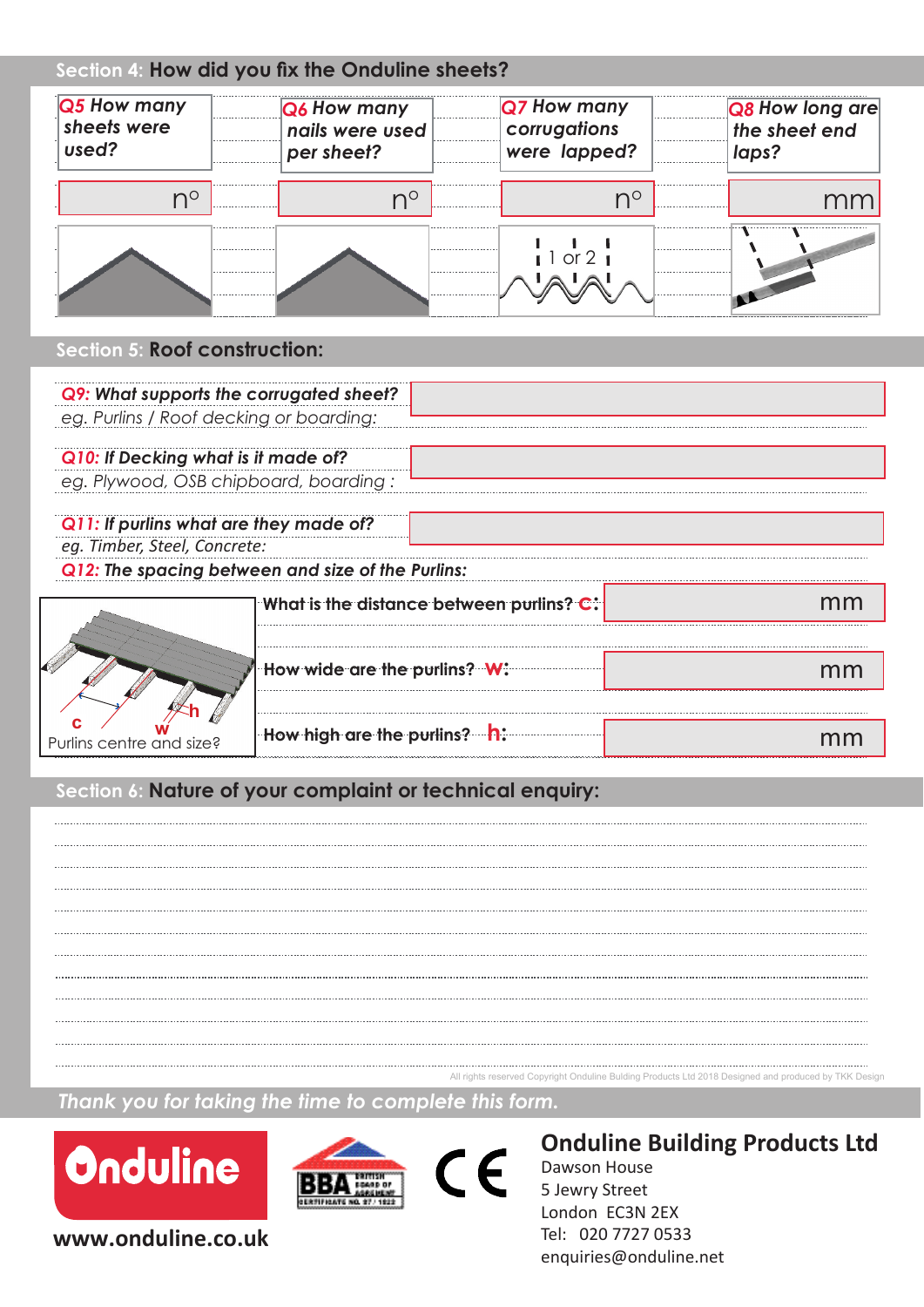## Section 4: How did you fix the Onduline sheets?

| Q5 How many sheets were used? | Q6 How many nails were used per sheet? | Q7 How many corrugations were lapped? | Q8 How long are the sheet end laps? |
|---|---|---|---|
| nº | nº | nº | mm |
| | | 1 or 2 | |

## Section 5: Roof construction:

**Q9: What supports the corrugated sheet?**
*eg. Purlins / Roof decking or boarding:*

**Q10: If Decking what is it made of?**
*eg. Plywood, OSB chipboard, boarding :*

**Q11: If purlins what are they made of?**
*eg. Timber, Steel, Concrete:*

**Q12: The spacing between and size of the Purlins:**

c
w
h
Purlins centre and size?

| | |
|---|---|
| What is the distance between purlins? **c:** | mm |
| How wide are the purlins? **w:** | mm |
| How high are the purlins? **h:** | mm |

## Section 6: Nature of your complaint or technical enquiry:

All rights reserved Copyright Onduline Bulding Products Ltd 2018 Designed and produced by TKK Design

*Thank you for taking the time to complete this form.*

Onduline

www.onduline.co.uk

BBA BRITISH BOARD OF AGRÉMENT CERTIFICATE NO. 87/1822

CE

**Onduline Building Products Ltd**
Dawson House
5 Jewry Street
London EC3N 2EX
Tel: 020 7727 0533
enquiries@onduline.net